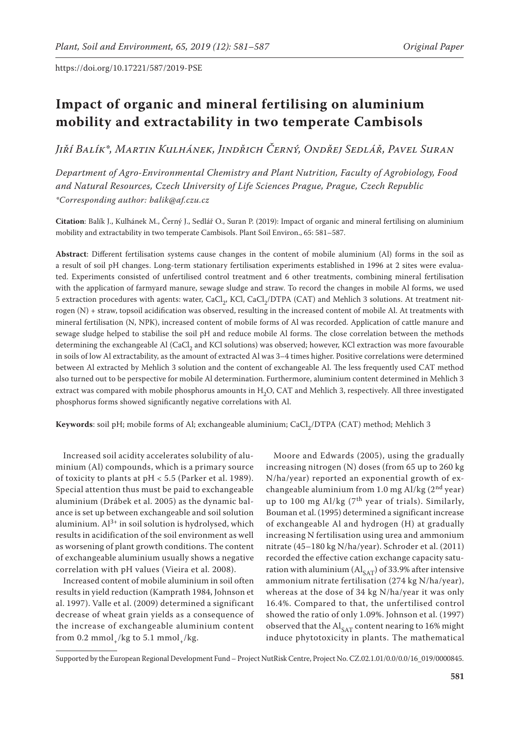https://doi.org/10.17221/587/2019-PSE

# Impact of organic and mineral fertilising on aluminium mobility and extractability in two temperate Cambisols

*Jiří Balík\*, Martin Kulhánek, Jindřich Černý, Ondřej Sedlář, Pavel Suran*

*Department of Agro-Environmental Chemistry and Plant Nutrition, Faculty of Agrobiology, Food and Natural Resources, Czech University of Life Sciences Prague, Prague, Czech Republic*
*\*Corresponding author: balik@af.czu.cz*

**Citation**: Balík J., Kulhánek M., Černý J., Sedlář O., Suran P. (2019): Impact of organic and mineral fertilising on aluminium mobility and extractability in two temperate Cambisols. Plant Soil Environ., 65: 581–587.

**Abstract**: Different fertilisation systems cause changes in the content of mobile aluminium (Al) forms in the soil as a result of soil pH changes. Long-term stationary fertilisation experiments established in 1996 at 2 sites were evaluated. Experiments consisted of unfertilised control treatment and 6 other treatments, combining mineral fertilisation with the application of farmyard manure, sewage sludge and straw. To record the changes in mobile Al forms, we used 5 extraction procedures with agents: water, $CaCl_2$, KCl, $CaCl_2$/DTPA (CAT) and Mehlich 3 solutions. At treatment nitrogen (N) + straw, topsoil acidification was observed, resulting in the increased content of mobile Al. At treatments with mineral fertilisation (N, NPK), increased content of mobile forms of Al was recorded. Application of cattle manure and sewage sludge helped to stabilise the soil pH and reduce mobile Al forms. The close correlation between the methods determining the exchangeable Al ($CaCl_2$ and KCl solutions) was observed; however, KCl extraction was more favourable in soils of low Al extractability, as the amount of extracted Al was 3–4 times higher. Positive correlations were determined between Al extracted by Mehlich 3 solution and the content of exchangeable Al. The less frequently used CAT method also turned out to be perspective for mobile Al determination. Furthermore, aluminium content determined in Mehlich 3 extract was compared with mobile phosphorus amounts in $H_2O$, CAT and Mehlich 3, respectively. All three investigated phosphorus forms showed significantly negative correlations with Al.

**Keywords**: soil pH; mobile forms of Al; exchangeable aluminium; $CaCl_2$/DTPA (CAT) method; Mehlich 3

Increased soil acidity accelerates solubility of aluminium (Al) compounds, which is a primary source of toxicity to plants at pH < 5.5 (Parker et al. 1989). Special attention thus must be paid to exchangeable aluminium (Drábek et al. 2005) as the dynamic balance is set up between exchangeable and soil solution aluminium. $Al^{3+}$ in soil solution is hydrolysed, which results in acidification of the soil environment as well as worsening of plant growth conditions. The content of exchangeable aluminium usually shows a negative correlation with pH values (Vieira et al. 2008).

Increased content of mobile aluminium in soil often results in yield reduction (Kamprath 1984, Johnson et al. 1997). Valle et al. (2009) determined a significant decrease of wheat grain yields as a consequence of the increase of exchangeable aluminium content from 0.2 $mmol_+$/kg to 5.1 $mmol_+$/kg.

Moore and Edwards (2005), using the gradually increasing nitrogen (N) doses (from 65 up to 260 kg N/ha/year) reported an exponential growth of exchangeable aluminium from 1.0 mg Al/kg (2nd year) up to 100 mg Al/kg (7th year of trials). Similarly, Bouman et al. (1995) determined a significant increase of exchangeable Al and hydrogen (H) at gradually increasing N fertilisation using urea and ammonium nitrate (45–180 kg N/ha/year). Schroder et al. (2011) recorded the effective cation exchange capacity saturation with aluminium ($Al_{SAT}$) of 33.9% after intensive ammonium nitrate fertilisation (274 kg N/ha/year), whereas at the dose of 34 kg N/ha/year it was only 16.4%. Compared to that, the unfertilised control showed the ratio of only 1.09%. Johnson et al. (1997) observed that the $Al_{SAT}$ content nearing to 16% might induce phytotoxicity in plants. The mathematical

Supported by the European Regional Development Fund – Project NutRisk Centre, Project No. CZ.02.1.01/0.0/0.0/16_019/0000845.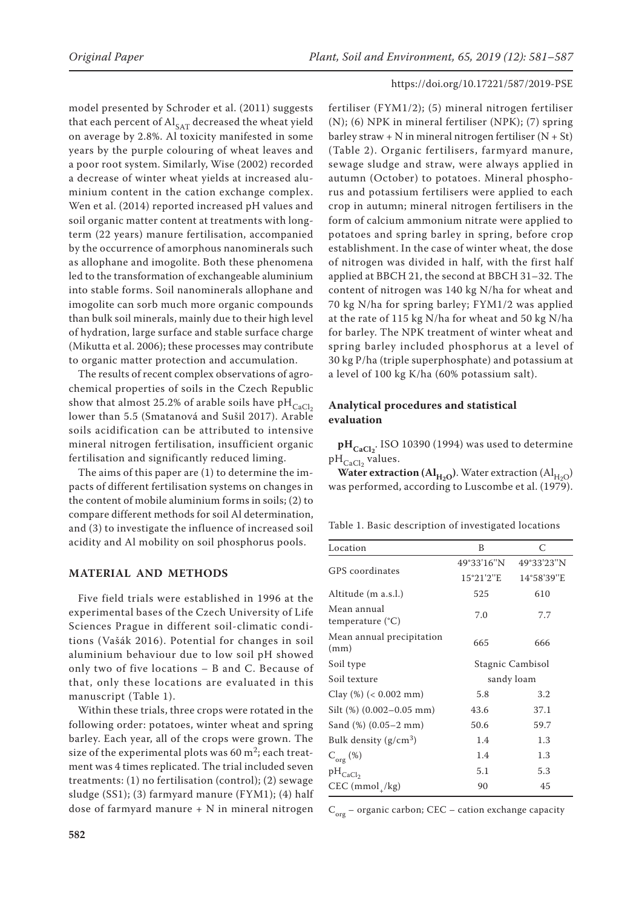model presented by Schroder et al. (2011) suggests that each percent of $Al_{SAT}$ decreased the wheat yield on average by 2.8%. Al toxicity manifested in some years by the purple colouring of wheat leaves and a poor root system. Similarly, Wise (2002) recorded a decrease of winter wheat yields at increased aluminium content in the cation exchange complex. Wen et al. (2014) reported increased pH values and soil organic matter content at treatments with long-term (22 years) manure fertilisation, accompanied by the occurrence of amorphous nanominerals such as allophane and imogolite. Both these phenomena led to the transformation of exchangeable aluminium into stable forms. Soil nanominerals allophane and imogolite can sorb much more organic compounds than bulk soil minerals, mainly due to their high level of hydration, large surface and stable surface charge (Mikutta et al. 2006); these processes may contribute to organic matter protection and accumulation.

The results of recent complex observations of agrochemical properties of soils in the Czech Republic show that almost 25.2% of arable soils have $pH_{CaCl_2}$ lower than 5.5 (Smatanová and Sušil 2017). Arable soils acidification can be attributed to intensive mineral nitrogen fertilisation, insufficient organic fertilisation and significantly reduced liming.

The aims of this paper are (1) to determine the impacts of different fertilisation systems on changes in the content of mobile aluminium forms in soils; (2) to compare different methods for soil Al determination, and (3) to investigate the influence of increased soil acidity and Al mobility on soil phosphorus pools.

## MATERIAL AND METHODS

Five field trials were established in 1996 at the experimental bases of the Czech University of Life Sciences Prague in different soil-climatic conditions (Vašák 2016). Potential for changes in soil aluminium behaviour due to low soil pH showed only two of five locations – B and C. Because of that, only these locations are evaluated in this manuscript (Table 1).

Within these trials, three crops were rotated in the following order: potatoes, winter wheat and spring barley. Each year, all of the crops were grown. The size of the experimental plots was 60 $m^2$; each treatment was 4 times replicated. The trial included seven treatments: (1) no fertilisation (control); (2) sewage sludge (SS1); (3) farmyard manure (FYM1); (4) half dose of farmyard manure + N in mineral nitrogen fertiliser (FYM1/2); (5) mineral nitrogen fertiliser (N); (6) NPK in mineral fertiliser (NPK); (7) spring barley straw + N in mineral nitrogen fertiliser (N + St) (Table 2). Organic fertilisers, farmyard manure, sewage sludge and straw, were always applied in autumn (October) to potatoes. Mineral phosphorus and potassium fertilisers were applied to each crop in autumn; mineral nitrogen fertilisers in the form of calcium ammonium nitrate were applied to potatoes and spring barley in spring, before crop establishment. In the case of winter wheat, the dose of nitrogen was divided in half, with the first half applied at BBCH 21, the second at BBCH 31–32. The content of nitrogen was 140 kg N/ha for wheat and 70 kg N/ha for spring barley; FYM1/2 was applied at the rate of 115 kg N/ha for wheat and 50 kg N/ha for barley. The NPK treatment of winter wheat and spring barley included phosphorus at a level of 30 kg P/ha (triple superphosphate) and potassium at a level of 100 kg K/ha (60% potassium salt).

### Analytical procedures and statistical evaluation

**$pH_{CaCl_2}$**. ISO 10390 (1994) was used to determine $pH_{CaCl_2}$ values.

**Water extraction ($Al_{H_2O}$)**. Water extraction ($Al_{H_2O}$) was performed, according to Luscombe et al. (1979).

Table 1. Basic description of investigated locations

| Location | B | C |
|---|---|---|
| GPS coordinates | 49°33'16''N 15°21'2''E | 49°33'23''N 14°58'39''E |
| Altitude (m a.s.l.) | 525 | 610 |
| Mean annual temperature (°C) | 7.0 | 7.7 |
| Mean annual precipitation (mm) | 665 | 666 |
| Soil type | Stagnic Cambisol | |
| Soil texture | sandy loam | |
| Clay (%) (< 0.002 mm) | 5.8 | 3.2 |
| Silt (%) (0.002–0.05 mm) | 43.6 | 37.1 |
| Sand (%) (0.05–2 mm) | 50.6 | 59.7 |
| Bulk density ($g/cm^3$) | 1.4 | 1.3 |
| $C_{org}$ (%) | 1.4 | 1.3 |
| $pH_{CaCl_2}$ | 5.1 | 5.3 |
| CEC ($mmol_+/kg$) | 90 | 45 |

$C_{org}$ – organic carbon; CEC – cation exchange capacity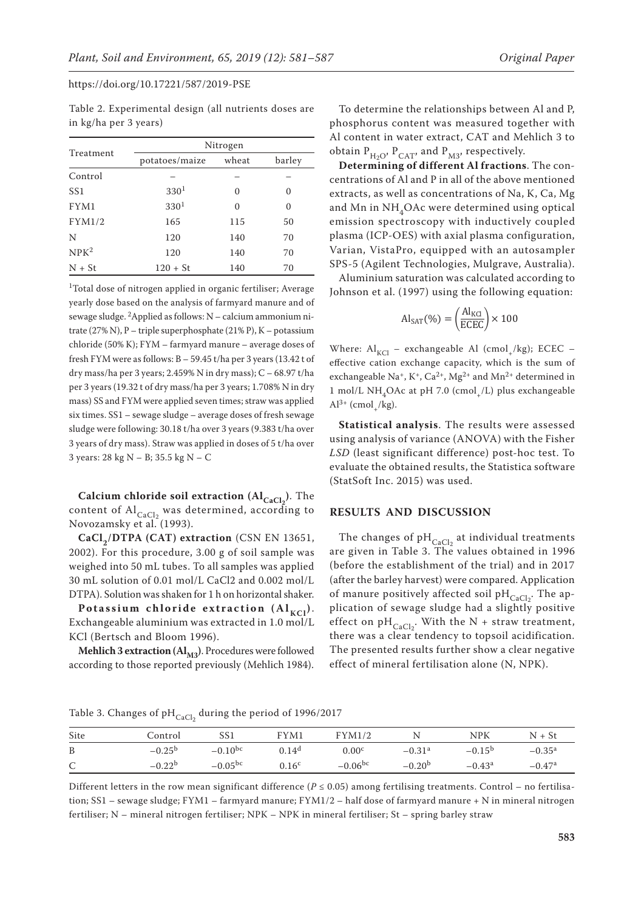Table 2. Experimental design (all nutrients doses are in kg/ha per 3 years)

| Treatment | Nitrogen | | |
|---|---|---|---|
| | potatoes/maize | wheat | barley |
| Control | – | – | – |
| SS1 | 330[1] | 0 | 0 |
| FYM1 | 330[1] | 0 | 0 |
| FYM1/2 | 165 | 115 | 50 |
| N | 120 | 140 | 70 |
| NPK[2] | 120 | 140 | 70 |
| N + St | 120 + St | 140 | 70 |

[1]Total dose of nitrogen applied in organic fertiliser; Average yearly dose based on the analysis of farmyard manure and of sewage sludge. [2]Applied as follows: N – calcium ammonium nitrate (27% N), P – triple superphosphate (21% P), K – potassium chloride (50% K); FYM – farmyard manure – average doses of fresh FYM were as follows: B – 59.45 t/ha per 3 years (13.42 t of dry mass/ha per 3 years; 2.459% N in dry mass); C – 68.97 t/ha per 3 years (19.32 t of dry mass/ha per 3 years; 1.708% N in dry mass) SS and FYM were applied seven times; straw was applied six times. SS1 – sewage sludge – average doses of fresh sewage sludge were following: 30.18 t/ha over 3 years (9.383 t/ha over 3 years of dry mass). Straw was applied in doses of 5 t/ha over 3 years: 28 kg N – B; 35.5 kg N – C

**Calcium chloride soil extraction ($Al_{CaCl_2}$).** The content of $Al_{CaCl_2}$ was determined, according to Novozamsky et al. (1993).

**$CaCl_2$/DTPA (CAT) extraction** (CSN EN 13651, 2002). For this procedure, 3.00 g of soil sample was weighed into 50 mL tubes. To all samples was applied 30 mL solution of 0.01 mol/L CaCl2 and 0.002 mol/L DTPA). Solution was shaken for 1 h on horizontal shaker.

**Potassium chloride extraction ($Al_{KCl}$).** Exchangeable aluminium was extracted in 1.0 mol/L KCl (Bertsch and Bloom 1996).

**Mehlich 3 extraction ($Al_{M3}$).** Procedures were followed according to those reported previously (Mehlich 1984).

To determine the relationships between Al and P, phosphorus content was measured together with Al content in water extract, CAT and Mehlich 3 to obtain $P_{H_2O}$, $P_{CAT}$, and $P_{M3}$, respectively.

**Determining of different Al fractions**. The concentrations of Al and P in all of the above mentioned extracts, as well as concentrations of Na, K, Ca, Mg and Mn in $NH_4OAc$ were determined using optical emission spectroscopy with inductively coupled plasma (ICP-OES) with axial plasma configuration, Varian, VistaPro, equipped with an autosampler SPS-5 (Agilent Technologies, Mulgrave, Australia).

Aluminium saturation was calculated according to Johnson et al. (1997) using the following equation:

$$Al_{SAT}(\%) = \left(\frac{Al_{KCl}}{ECEC}\right) \times 100$$

Where: $Al_{KCl}$ – exchangeable Al ($cmol_+/kg$); ECEC – effective cation exchange capacity, which is the sum of exchangeable $Na^+$, $K^+$, $Ca^{2+}$, $Mg^{2+}$ and $Mn^{2+}$ determined in 1 mol/L $NH_4OAc$ at pH 7.0 ($cmol_+/L$) plus exchangeable $Al^{3+}$ ($cmol_+/kg$).

**Statistical analysis**. The results were assessed using analysis of variance (ANOVA) with the Fisher *LSD* (least significant difference) post-hoc test. To evaluate the obtained results, the Statistica software (StatSoft Inc. 2015) was used.

## RESULTS AND DISCUSSION

The changes of $pH_{CaCl_2}$ at individual treatments are given in Table 3. The values obtained in 1996 (before the establishment of the trial) and in 2017 (after the barley harvest) were compared. Application of manure positively affected soil $pH_{CaCl_2}$. The application of sewage sludge had a slightly positive effect on $pH_{CaCl_2}$. With the N + straw treatment, there was a clear tendency to topsoil acidification. The presented results further show a clear negative effect of mineral fertilisation alone (N, NPK).

Table 3. Changes of $pH_{CaCl_2}$ during the period of 1996/2017

| Site | Control | SS1 | FYM1 | FYM1/2 | N | NPK | N + St |
|---|---|---|---|---|---|---|---|
| B | $-0.25^{b}$ | $-0.10^{bc}$ | $0.14^{d}$ | $0.00^{c}$ | $-0.31^{a}$ | $-0.15^{b}$ | $-0.35^{a}$ |
| C | $-0.22^{b}$ | $-0.05^{bc}$ | $0.16^{c}$ | $-0.06^{bc}$ | $-0.20^{b}$ | $-0.43^{a}$ | $-0.47^{a}$ |

Different letters in the row mean significant difference ($P \leq 0.05$) among fertilising treatments. Control – no fertilisation; SS1 – sewage sludge; FYM1 – farmyard manure; FYM1/2 – half dose of farmyard manure + N in mineral nitrogen fertiliser; N – mineral nitrogen fertiliser; NPK – NPK in mineral fertiliser; St – spring barley straw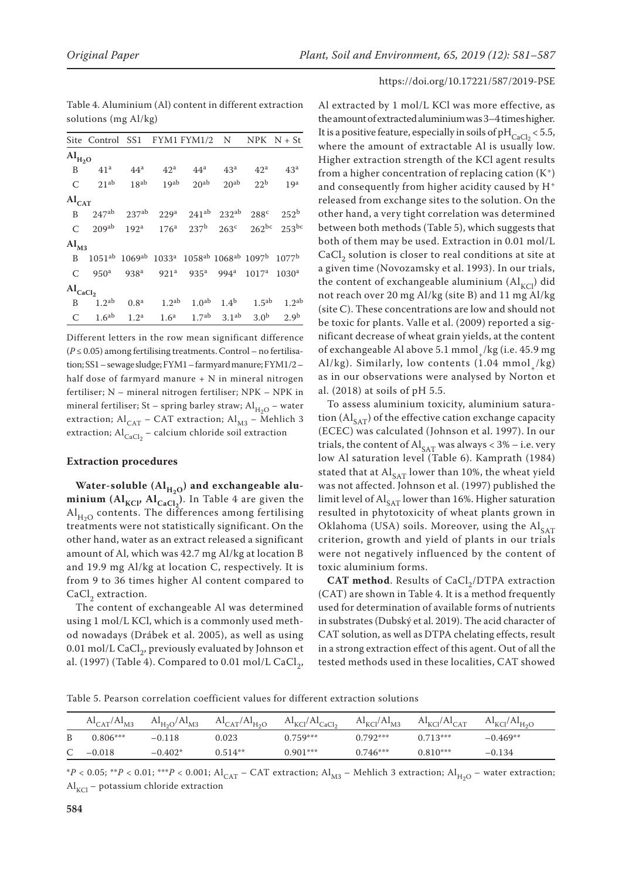Table 4. Aluminium (Al) content in different extraction solutions (mg Al/kg)

| Site | Control | SS1 | FYM1 | FYM1/2 | N | NPK | N + St |
|---|---|---|---|---|---|---|---|
| $Al_{H_2O}$ | | | | | | | |
| B | $41^{a}$ | $44^{a}$ | $42^{a}$ | $44^{a}$ | $43^{a}$ | $42^{a}$ | $43^{a}$ |
| C | $21^{ab}$ | $18^{ab}$ | $19^{ab}$ | $20^{ab}$ | $20^{ab}$ | $22^{b}$ | $19^{a}$ |
| $Al_{CAT}$ | | | | | | | |
| B | $247^{ab}$ | $237^{ab}$ | $229^{a}$ | $241^{ab}$ | $232^{ab}$ | $288^{c}$ | $252^{b}$ |
| C | $209^{ab}$ | $192^{a}$ | $176^{a}$ | $237^{b}$ | $263^{c}$ | $262^{bc}$ | $253^{bc}$ |
| $Al_{M3}$ | | | | | | | |
| B | $1051^{ab}$ | $1069^{ab}$ | $1033^{a}$ | $1058^{ab}$ | $1068^{ab}$ | $1097^{b}$ | $1077^{b}$ |
| C | $950^{a}$ | $938^{a}$ | $921^{a}$ | $935^{a}$ | $994^{a}$ | $1017^{a}$ | $1030^{a}$ |
| $Al_{CaCl_2}$ | | | | | | | |
| B | $1.2^{ab}$ | $0.8^{a}$ | $1.2^{ab}$ | $1.0^{ab}$ | $1.4^{b}$ | $1.5^{ab}$ | $1.2^{ab}$ |
| C | $1.6^{ab}$ | $1.2^{a}$ | $1.6^{a}$ | $1.7^{ab}$ | $3.1^{ab}$ | $3.0^{b}$ | $2.9^{b}$ |

Different letters in the row mean significant difference ($P \leq 0.05$) among fertilising treatments. Control – no fertilisation; SS1 – sewage sludge; FYM1 – farmyard manure; FYM1/2 – half dose of farmyard manure + N in mineral nitrogen fertiliser; N – mineral nitrogen fertiliser; NPK – NPK in mineral fertiliser; St – spring barley straw; $Al_{H_2O}$ – water extraction; $Al_{CAT}$ – CAT extraction; $Al_{M3}$ – Mehlich 3 extraction; $Al_{CaCl_2}$ – calcium chloride soil extraction

### Extraction procedures

**Water-soluble ($Al_{H_2O}$) and exchangeable aluminium ($Al_{KCl}$, $Al_{CaCl_2}$).** In Table 4 are given the $Al_{H_2O}$ contents. The differences among fertilising treatments were not statistically significant. On the other hand, water as an extract released a significant amount of Al, which was 42.7 mg Al/kg at location B and 19.9 mg Al/kg at location C, respectively. It is from 9 to 36 times higher Al content compared to $CaCl_2$ extraction.

The content of exchangeable Al was determined using 1 mol/L KCl, which is a commonly used method nowadays (Drábek et al. 2005), as well as using 0.01 mol/L $CaCl_2$, previously evaluated by Johnson et al. (1997) (Table 4). Compared to 0.01 mol/L $CaCl_2$, Al extracted by 1 mol/L KCl was more effective, as the amount of extracted aluminium was 3–4 times higher. It is a positive feature, especially in soils of $pH_{CaCl_2} < 5.5$, where the amount of extractable Al is usually low. Higher extraction strength of the KCl agent results from a higher concentration of replacing cation ($K^+$) and consequently from higher acidity caused by $H^+$ released from exchange sites to the solution. On the other hand, a very tight correlation was determined between both methods (Table 5), which suggests that both of them may be used. Extraction in 0.01 mol/L $CaCl_2$ solution is closer to real conditions at site at a given time (Novozamsky et al. 1993). In our trials, the content of exchangeable aluminium ($Al_{KCl}$) did not reach over 20 mg Al/kg (site B) and 11 mg Al/kg (site C). These concentrations are low and should not be toxic for plants. Valle et al. (2009) reported a significant decrease of wheat grain yields, at the content of exchangeable Al above 5.1 $mmol_+$/kg (i.e. 45.9 mg Al/kg). Similarly, low contents (1.04 $mmol_+$/kg) as in our observations were analysed by Norton et al. (2018) at soils of pH 5.5.

To assess aluminium toxicity, aluminium saturation ($Al_{SAT}$) of the effective cation exchange capacity (ECEC) was calculated (Johnson et al. 1997). In our trials, the content of $Al_{SAT}$ was always < 3% – i.e. very low Al saturation level (Table 6). Kamprath (1984) stated that at $Al_{SAT}$ lower than 10%, the wheat yield was not affected. Johnson et al. (1997) published the limit level of $Al_{SAT}$ lower than 16%. Higher saturation resulted in phytotoxicity of wheat plants grown in Oklahoma (USA) soils. Moreover, using the $Al_{SAT}$ criterion, growth and yield of plants in our trials were not negatively influenced by the content of toxic aluminium forms.

**CAT method**. Results of $CaCl_2$/DTPA extraction (CAT) are shown in Table 4. It is a method frequently used for determination of available forms of nutrients in substrates (Dubský et al. 2019). The acid character of CAT solution, as well as DTPA chelating effects, result in a strong extraction effect of this agent. Out of all the tested methods used in these localities, CAT showed

Table 5. Pearson correlation coefficient values for different extraction solutions

| | $Al_{CAT}/Al_{M3}$ | $Al_{H_2O}/Al_{M3}$ | $Al_{CAT}/Al_{H_2O}$ | $Al_{KCl}/Al_{CaCl_2}$ | $Al_{KCl}/Al_{M3}$ | $Al_{KCl}/Al_{CAT}$ | $Al_{KCl}/Al_{H_2O}$ |
|---|---|---|---|---|---|---|---|
| B | 0.806*** | –0.118 | 0.023 | 0.759*** | 0.792*** | 0.713*** | –0.469** |
| C | –0.018 | –0.402* | 0.514** | 0.901*** | 0.746*** | 0.810*** | –0.134 |

*$P < 0.05$; **$P < 0.01$; ***$P < 0.001$; $Al_{CAT}$ – CAT extraction; $Al_{M3}$ – Mehlich 3 extraction; $Al_{H_2O}$ – water extraction; $Al_{KCl}$ – potassium chloride extraction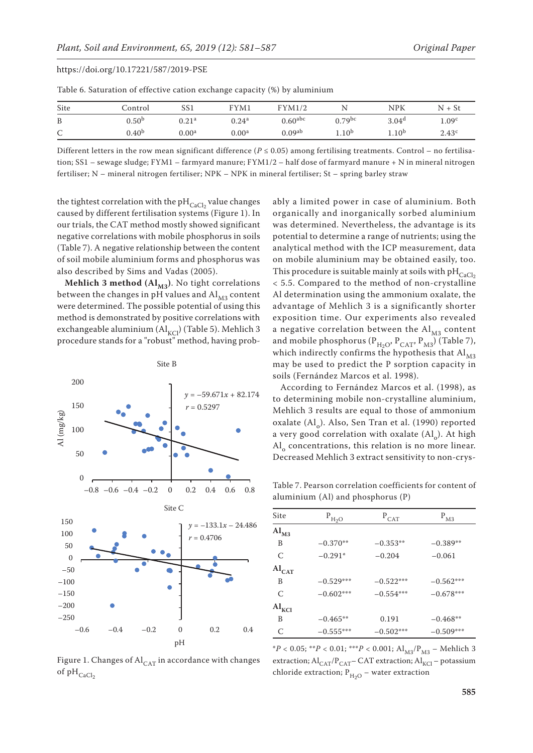https://doi.org/10.17221/587/2019-PSE

Table 6. Saturation of effective cation exchange capacity (%) by aluminium

| Site | Control | SS1 | FYM1 | FYM1/2 | N | NPK | N + St |
|---|---|---|---|---|---|---|---|
| B | $0.50^{b}$ | $0.21^{a}$ | $0.24^{a}$ | $0.60^{abc}$ | $0.79^{bc}$ | $3.04^{d}$ | $1.09^{c}$ |
| C | $0.40^{b}$ | $0.00^{a}$ | $0.00^{a}$ | $0.09^{ab}$ | $1.10^{b}$ | $1.10^{b}$ | $2.43^{c}$ |

Different letters in the row mean significant difference ($P \leq 0.05$) among fertilising treatments. Control – no fertilisation; SS1 – sewage sludge; FYM1 – farmyard manure; FYM1/2 – half dose of farmyard manure + N in mineral nitrogen fertiliser; N – mineral nitrogen fertiliser; NPK – NPK in mineral fertiliser; St – spring barley straw

the tightest correlation with the $pH_{CaCl_2}$ value changes caused by different fertilisation systems (Figure 1). In our trials, the CAT method mostly showed significant negative correlations with mobile phosphorus in soils (Table 7). A negative relationship between the content of soil mobile aluminium forms and phosphorus was also described by Sims and Vadas (2005).

**Mehlich 3 method ($Al_{M3}$)**. No tight correlations between the changes in pH values and $Al_{M3}$ content were determined. The possible potential of using this method is demonstrated by positive correlations with exchangeable aluminium ($Al_{KCl}$) (Table 5). Mehlich 3 procedure stands for a "robust" method, having probably a limited power in case of aluminium. Both organically and inorganically sorbed aluminium was determined. Nevertheless, the advantage is its potential to determine a range of nutrients; using the analytical method with the ICP measurement, data on mobile aluminium may be obtained easily, too. This procedure is suitable mainly at soils with $pH_{CaCl_2}$ < 5.5. Compared to the method of non-crystalline Al determination using the ammonium oxalate, the advantage of Mehlich 3 is a significantly shorter exposition time. Our experiments also revealed a negative correlation between the $Al_{M3}$ content and mobile phosphorus ($P_{H_2O}$, $P_{CAT}$, $P_{M3}$) (Table 7), which indirectly confirms the hypothesis that $Al_{M3}$ may be used to predict the P sorption capacity in soils (Fernández Marcos et al. 1998).

According to Fernández Marcos et al. (1998), as to determining mobile non-crystalline aluminium, Mehlich 3 results are equal to those of ammonium oxalate ($Al_o$). Also, Sen Tran et al. (1990) reported a very good correlation with oxalate ($Al_o$). At high $Al_o$ concentrations, this relation is no more linear. Decreased Mehlich 3 extract sensitivity to non-crys-

Figure 1. Changes of $Al_{CAT}$ in accordance with changes of $pH_{CaCl_2}$

Table 7. Pearson correlation coefficients for content of aluminium (Al) and phosphorus (P)

| Site | $P_{H_2O}$ | $P_{CAT}$ | $P_{M3}$ |
|---|---|---|---|
| **$Al_{M3}$** | | | |
| B | $-0.370^{**}$ | $-0.353^{**}$ | $-0.389^{**}$ |
| C | $-0.291^{*}$ | $-0.204$ | $-0.061$ |
| **$Al_{CAT}$** | | | |
| B | $-0.529^{***}$ | $-0.522^{***}$ | $-0.562^{***}$ |
| C | $-0.602^{***}$ | $-0.554^{***}$ | $-0.678^{***}$ |
| **$Al_{KCl}$** | | | |
| B | $-0.465^{**}$ | $0.191$ | $-0.468^{**}$ |
| C | $-0.555^{***}$ | $-0.502^{***}$ | $-0.509^{***}$ |

*$P < 0.05$; **$P < 0.01$; ***$P < 0.001$; $Al_{M3}/P_{M3}$ – Mehlich 3 extraction; $Al_{CAT}/P_{CAT}$ – CAT extraction; $Al_{KCl}$ – potassium chloride extraction; $P_{H_2O}$ – water extraction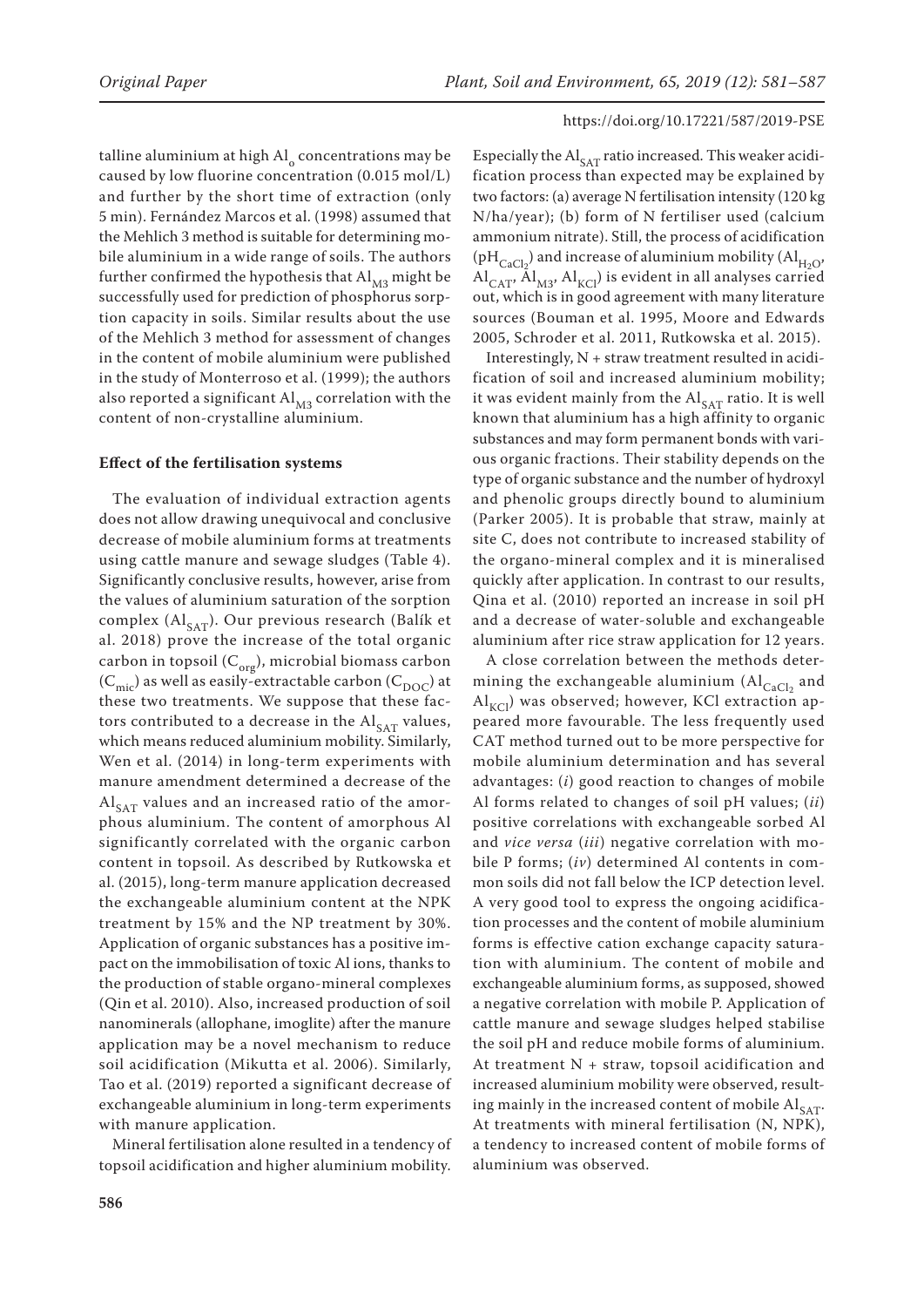talline aluminium at high $Al_o$ concentrations may be caused by low fluorine concentration (0.015 mol/L) and further by the short time of extraction (only 5 min). Fernández Marcos et al. (1998) assumed that the Mehlich 3 method is suitable for determining mobile aluminium in a wide range of soils. The authors further confirmed the hypothesis that $Al_{M3}$ might be successfully used for prediction of phosphorus sorption capacity in soils. Similar results about the use of the Mehlich 3 method for assessment of changes in the content of mobile aluminium were published in the study of Monterroso et al. (1999); the authors also reported a significant $Al_{M3}$ correlation with the content of non-crystalline aluminium.

## Effect of the fertilisation systems

The evaluation of individual extraction agents does not allow drawing unequivocal and conclusive decrease of mobile aluminium forms at treatments using cattle manure and sewage sludges (Table 4). Significantly conclusive results, however, arise from the values of aluminium saturation of the sorption complex ($Al_{SAT}$). Our previous research (Balík et al. 2018) prove the increase of the total organic carbon in topsoil ($C_{org}$), microbial biomass carbon ($C_{mic}$) as well as easily-extractable carbon ($C_{DOC}$) at these two treatments. We suppose that these factors contributed to a decrease in the $Al_{SAT}$ values, which means reduced aluminium mobility. Similarly, Wen et al. (2014) in long-term experiments with manure amendment determined a decrease of the $Al_{SAT}$ values and an increased ratio of the amorphous aluminium. The content of amorphous Al significantly correlated with the organic carbon content in topsoil. As described by Rutkowska et al. (2015), long-term manure application decreased the exchangeable aluminium content at the NPK treatment by 15% and the NP treatment by 30%. Application of organic substances has a positive impact on the immobilisation of toxic Al ions, thanks to the production of stable organo-mineral complexes (Qin et al. 2010). Also, increased production of soil nanominerals (allophane, imoglite) after the manure application may be a novel mechanism to reduce soil acidification (Mikutta et al. 2006). Similarly, Tao et al. (2019) reported a significant decrease of exchangeable aluminium in long-term experiments with manure application.

Mineral fertilisation alone resulted in a tendency of topsoil acidification and higher aluminium mobility. Especially the $Al_{SAT}$ ratio increased. This weaker acidification process than expected may be explained by two factors: (a) average N fertilisation intensity (120 kg N/ha/year); (b) form of N fertiliser used (calcium ammonium nitrate). Still, the process of acidification ($pH_{CaCl_2}$) and increase of aluminium mobility ($Al_{H_2O}$, $Al_{CAT}$, $Al_{M3}$, $Al_{KCl}$) is evident in all analyses carried out, which is in good agreement with many literature sources (Bouman et al. 1995, Moore and Edwards 2005, Schroder et al. 2011, Rutkowska et al. 2015).

Interestingly, N + straw treatment resulted in acidification of soil and increased aluminium mobility; it was evident mainly from the $Al_{SAT}$ ratio. It is well known that aluminium has a high affinity to organic substances and may form permanent bonds with various organic fractions. Their stability depends on the type of organic substance and the number of hydroxyl and phenolic groups directly bound to aluminium (Parker 2005). It is probable that straw, mainly at site C, does not contribute to increased stability of the organo-mineral complex and it is mineralised quickly after application. In contrast to our results, Qina et al. (2010) reported an increase in soil pH and a decrease of water-soluble and exchangeable aluminium after rice straw application for 12 years.

A close correlation between the methods determining the exchangeable aluminium ($Al_{CaCl_2}$ and $Al_{KCl}$) was observed; however, KCl extraction appeared more favourable. The less frequently used CAT method turned out to be more perspective for mobile aluminium determination and has several advantages: (*i*) good reaction to changes of mobile Al forms related to changes of soil pH values; (*ii*) positive correlations with exchangeable sorbed Al and *vice versa* (*iii*) negative correlation with mobile P forms; (*iv*) determined Al contents in common soils did not fall below the ICP detection level. A very good tool to express the ongoing acidification processes and the content of mobile aluminium forms is effective cation exchange capacity saturation with aluminium. The content of mobile and exchangeable aluminium forms, as supposed, showed a negative correlation with mobile P. Application of cattle manure and sewage sludges helped stabilise the soil pH and reduce mobile forms of aluminium. At treatment N + straw, topsoil acidification and increased aluminium mobility were observed, resulting mainly in the increased content of mobile $Al_{SAT}$. At treatments with mineral fertilisation (N, NPK), a tendency to increased content of mobile forms of aluminium was observed.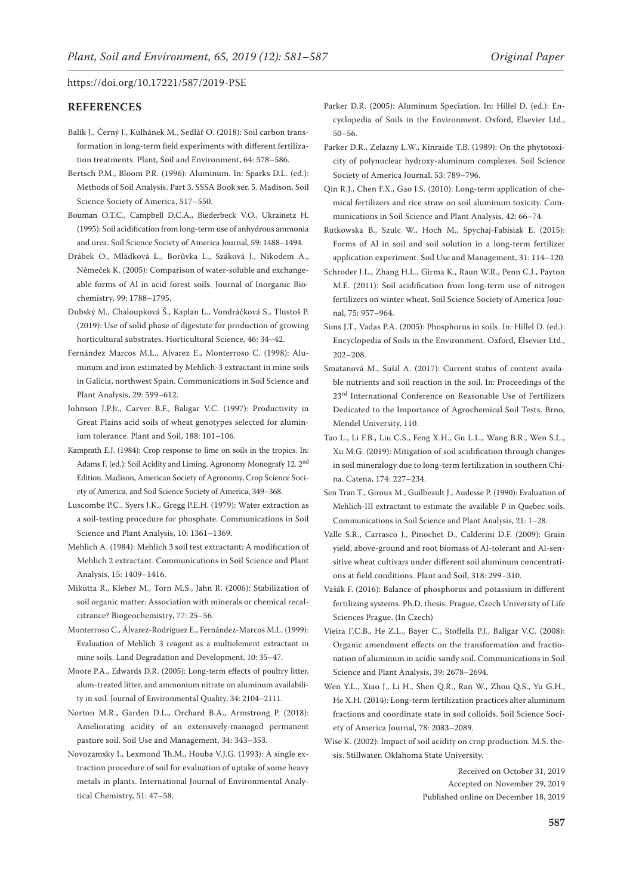## REFERENCES

Balík J., Černý J., Kulhánek M., Sedlář O. (2018): Soil carbon transformation in long-term field experiments with different fertilization treatments. Plant, Soil and Environment, 64: 578–586.

Bertsch P.M., Bloom P.R. (1996): Aluminum. In: Sparks D.L. (ed.): Methods of Soil Analysis. Part 3. SSSA Book ser. 5. Madison, Soil Science Society of America, 517–550.

Bouman O.T.C., Campbell D.C.A., Biederbeck V.O., Ukrainetz H. (1995): Soil acidification from long-term use of anhydrous ammonia and urea. Soil Science Society of America Journal, 59: 1488–1494.

Drábek O., Mládková L., Borůvka L., Száková J., Nikodem A., Němeček K. (2005): Comparison of water-soluble and exchangeable forms of Al in acid forest soils. Journal of Inorganic Biochemistry, 99: 1788–1795.

Dubský M., Chaloupková Š., Kaplan L., Vondráčková S., Tlustoš P. (2019): Use of solid phase of digestate for production of growing horticultural substrates. Horticultural Science, 46: 34–42.

Fernández Marcos M.L., Alvarez E., Monterroso C. (1998): Aluminum and iron estimated by Mehlich-3 extractant in mine soils in Galicia, northwest Spain. Communications in Soil Science and Plant Analysis, 29: 599–612.

Johnson J.P.Jr., Carver B.F., Baligar V.C. (1997): Productivity in Great Plains acid soils of wheat genotypes selected for aluminium tolerance. Plant and Soil, 188: 101–106.

Kamprath E.J. (1984): Crop response to lime on soils in the tropics. In: Adams F. (ed.): Soil Acidity and Liming. Agronomy Monografy 12. 2nd Edition. Madison, American Society of Agronomy, Crop Science Society of America, and Soil Science Society of America, 349–368.

Luscombe P.C., Syers J.K., Gregg P.E.H. (1979): Water extraction as a soil-testing procedure for phosphate. Communications in Soil Science and Plant Analysis, 10: 1361–1369.

Mehlich A. (1984): Mehlich 3 soil test extractant: A modification of Mehlich 2 extractant. Communications in Soil Science and Plant Analysis, 15: 1409–1416.

Mikutta R., Kleber M., Torn M.S., Jahn R. (2006): Stabilization of soil organic matter: Association with minerals or chemical recalcitrance? Biogeochemistry, 77: 25–56.

Monterroso C., Álvarez-Rodríguez E., Fernández-Marcos M.L. (1999): Evaluation of Mehlich 3 reagent as a multielement extractant in mine soils. Land Degradation and Development, 10: 35–47.

Moore P.A., Edwards D.R. (2005): Long-term effects of poultry litter, alum-treated litter, and ammonium nitrate on aluminum availability in soil. Journal of Environmental Quality, 34: 2104–2111.

Norton M.R., Garden D.L., Orchard B.A., Armstrong P. (2018): Ameliorating acidity of an extensively-managed permanent pasture soil. Soil Use and Management, 34: 343–353.

Novozamsky I., Lexmond Th.M., Houba V.J.G. (1993): A single extraction procedure of soil for evaluation of uptake of some heavy metals in plants. International Journal of Environmental Analytical Chemistry, 51: 47–58.

Parker D.R. (2005): Aluminum Speciation. In: Hillel D. (ed.): Encyclopedia of Soils in the Environment. Oxford, Elsevier Ltd., 50–56.

Parker D.R., Zelazny L.W., Kinraide T.B. (1989): On the phytotoxicity of polynuclear hydroxy-aluminum complexes. Soil Science Society of America Journal, 53: 789–796.

Qin R.J., Chen F.X., Gao J.S. (2010): Long-term application of chemical fertilizers and rice straw on soil aluminum toxicity. Communications in Soil Science and Plant Analysis, 42: 66–74.

Rutkowska B., Szulc W., Hoch M., Spychaj-Fabisiak E. (2015): Forms of Al in soil and soil solution in a long-term fertilizer application experiment. Soil Use and Management, 31: 114–120.

Schroder J.L., Zhang H.L., Girma K., Raun W.R., Penn C.J., Payton M.E. (2011): Soil acidification from long-term use of nitrogen fertilizers on winter wheat. Soil Science Society of America Journal, 75: 957–964.

Sims J.T., Vadas P.A. (2005): Phosphorus in soils. In: Hillel D. (ed.): Encyclopedia of Soils in the Environment. Oxford, Elsevier Ltd., 202–208.

Smatanová M., Sušil A. (2017): Current status of content available nutrients and soil reaction in the soil. In: Proceedings of the 23rd International Conference on Reasonable Use of Fertilizers Dedicated to the Importance of Agrochemical Soil Tests. Brno, Mendel University, 110.

Tao L., Li F.B., Liu C.S., Feng X.H., Gu L.L., Wang B.R., Wen S.L., Xu M.G. (2019): Mitigation of soil acidification through changes in soil mineralogy due to long-term fertilization in southern China. Catena, 174: 227–234.

Sen Tran T., Giroux M., Guilbeault J., Audesse P. (1990): Evaluation of Mehlich-III extractant to estimate the available P in Quebec soils. Communications in Soil Science and Plant Analysis, 21: 1–28.

Valle S.R., Carrasco J., Pinochet D., Calderini D.F. (2009): Grain yield, above-ground and root biomass of Al-tolerant and Al-sensitive wheat cultivars under different soil aluminum concentrations at field conditions. Plant and Soil, 318: 299–310.

Vašák F. (2016): Balance of phosphorus and potassium in different fertilizing systems. Ph.D. thesis. Prague, Czech University of Life Sciences Prague. (In Czech)

Vieira F.C.B., He Z.L., Bayer C., Stoffella P.J., Baligar V.C. (2008): Organic amendment effects on the transformation and fractionation of aluminum in acidic sandy soil. Communications in Soil Science and Plant Analysis, 39: 2678–2694.

Wen Y.L., Xiao J., Li H., Shen Q.R., Ran W., Zhou Q.S., Yu G.H., He X.H. (2014): Long-term fertilization practices alter aluminum fractions and coordinate state in soil colloids. Soil Science Society of America Journal, 78: 2083–2089.

Wise K. (2002): Impact of soil acidity on crop production. M.S. thesis. Stillwater, Oklahoma State University.

Received on October 31, 2019
Accepted on November 29, 2019
Published online on December 18, 2019